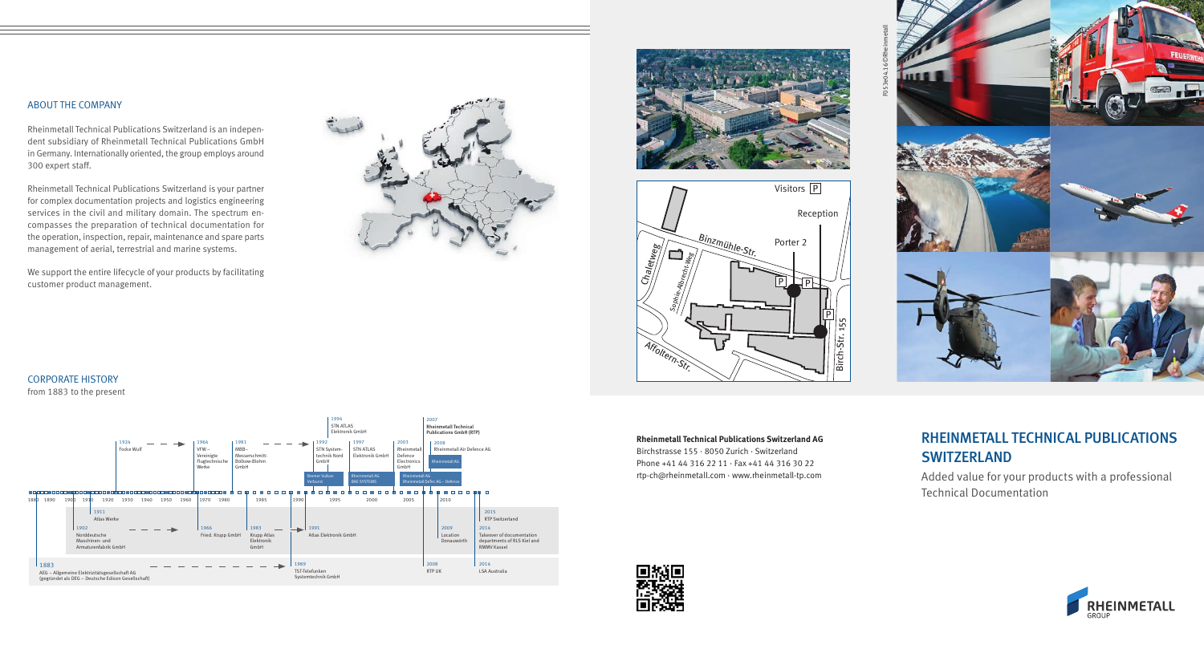## ABOUT THE COMPANY

Rheinmetall Technical Publications Switzerland is an independent subsidiary of Rheinmetall Technical Publications GmbH in Germany. Internationally oriented, the group employs around 300 expert staff.

Rheinmetall Technical Publications Switzerland is your partner for complex documentation projects and logistics engineering services in the civil and military domain. The spectrum encompasses the preparation of technical documentation for the operation, inspection, repair, maintenance and spare parts management of aerial, terrestrial and marine systems.

We support the entire lifecycle of your products by facilitating customer product management.

## CORPORATE HISTORY

from 1883 to the present

1883 AEG – Allgemeine Elektrizitätsgesellschaft AG (gegründet als DEG – Deutsche Edison Gesellschaft)

1902 Norddeutsche Maschinen- und Armaturenfabrik GmbH

1911 Atlas Werke

1924 Focke Wulf

1964 VFW – Vereinigte Flugtechnische Werke

1966 Fried. Krupp GmbH

1981 MBB – Messerschmitt-Bölkow-Blohm GmbH

1983 Krupp Atlas Elektronik GmbH

1989 TST-Telefunken Systemtechnik GmbH

1991 Atlas Elektronik GmbH

1992 STN Systemtechnik Nord GmbH

Bremer Vulkan Verbund

1994 STN ATLAS Elektronik GmbH

1997 STN ATLAS Elektronik GmbH

Rheinmetall AG, BAE SYSTEMS

2003 Rheinmetall Defence Electronics GmbH

Rheinmetall AG, Rheinmetall DeTec AG – Defence

2007 **Rheinmetall Technical Publications GmbH (RTP)**

2008 Rheinmetall Air Defence AG

Rheinmetall AG

2008 RTP UK

2009 Location Donauwörth

2014 Takeover of documentation departments of RLS Kiel and RMMV Kassel

2015 RTP Switzerland

2016 LSA Australia

Visitors P · Reception · Porter 2 · Binzmühle-Str. · Chaletweg · Sophie-Albrecht-Weg · Affoltern-Str. · Birch-Str. 155

**Rheinmetall Technical Publications Switzerland AG**
Birchstrasse 155 · 8050 Zurich · Switzerland
Phone +41 44 316 22 11 · Fax +41 44 316 30 22
rtp-ch@rheinmetall.com · www.rheinmetall-tp.com

# RHEINMETALL TECHNICAL PUBLICATIONS SWITZERLAND

Added value for your products with a professional Technical Documentation

RHEINMETALL GROUP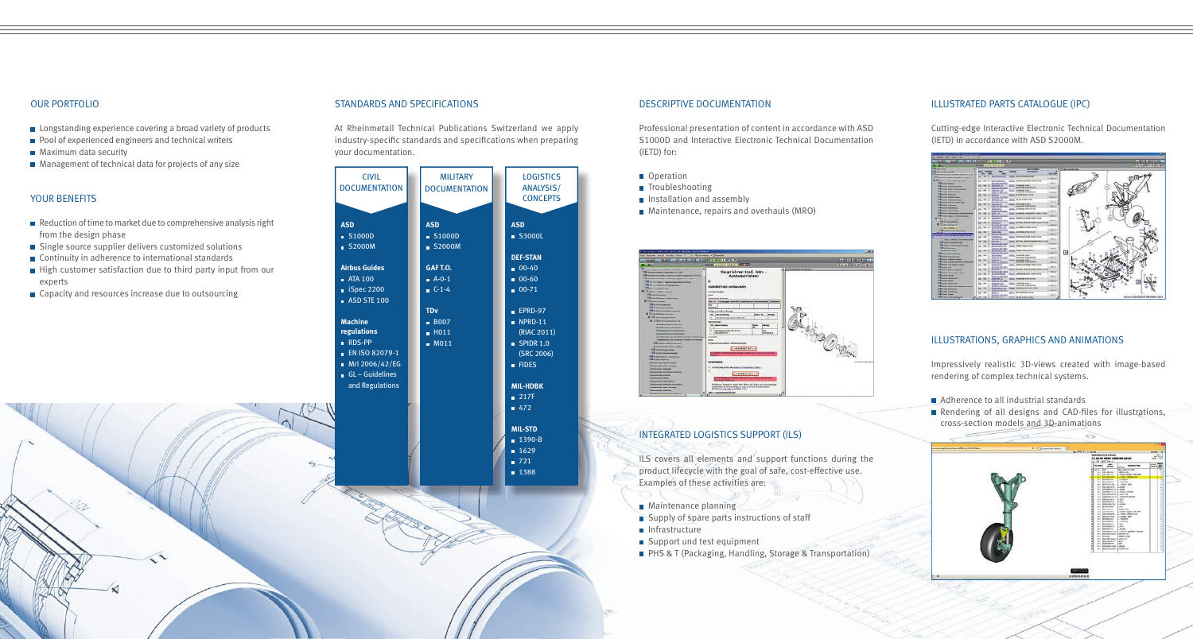## OUR PORTFOLIO

- Longstanding experience covering a broad variety of products
- Pool of experienced engineers and technical writers
- Maximum data security
- Management of technical data for projects of any size

## YOUR BENEFITS

- Reduction of time to market due to comprehensive analysis right from the design phase
- Single source supplier delivers customized solutions
- Continuity in adherence to international standards
- High customer satisfaction due to third party input from our experts
- Capacity and resources increase due to outsourcing

## STANDARDS AND SPECIFICATIONS

At Rheinmetall Technical Publications Switzerland we apply industry-specific standards and specifications when preparing your documentation.

### CIVIL DOCUMENTATION

**ASD**
- S1000D
- S2000M

**Airbus Guides**
- ATA 100
- iSpec 2200
- ASD STE 100

**Machine regulations**
- RDS-PP
- EN ISO 82079-1
- Mrl 2006/42/EG
- GL – Guidelines and Regulations

### MILITARY DOCUMENTATION

**ASD**
- S1000D
- S2000M

**GAF T.O.**
- A-0-1
- C-1-4

**TDv**
- B007
- H011
- M011

### LOGISTICS ANALYSIS/ CONCEPTS

**ASD**
- S3000L

**DEF-STAN**
- 00-40
- 00-60
- 00-71

- EPRD-97
- NPRD-11 (RIAC 2011)
- SPIDR 1.0 (SRC 2006)
- FIDES

**MIL-HDBK**
- 217F
- 472

**MIL-STD**
- 1390-B
- 1629
- 721
- 1388

## DESCRIPTIVE DOCUMENTATION

Professional presentation of content in accordance with ASD S1000D and Interactive Electronic Technical Documentation (IETD) for:

- Operation
- Troubleshooting
- Installation and assembly
- Maintenance, repairs and overhauls (MRO)

## INTEGRATED LOGISTICS SUPPORT (ILS)

ILS covers all elements and support functions during the product lifecycle with the goal of safe, cost-effective use. Examples of these activities are:

- Maintenance planning
- Supply of spare parts instructions of staff
- Infrastructure
- Support und test equipment
- PHS & T (Packaging, Handling, Storage & Transportation)

## ILLUSTRATED PARTS CATALOGUE (IPC)

Cutting-edge Interactive Electronic Technical Documentation (IETD) in accordance with ASD S2000M.

## ILLUSTRATIONS, GRAPHICS AND ANIMATIONS

Impressively realistic 3D-views created with image-based rendering of complex technical systems.

- Adherence to all industrial standards
- Rendering of all designs and CAD-files for illustrations, cross-section models and 3D-animations